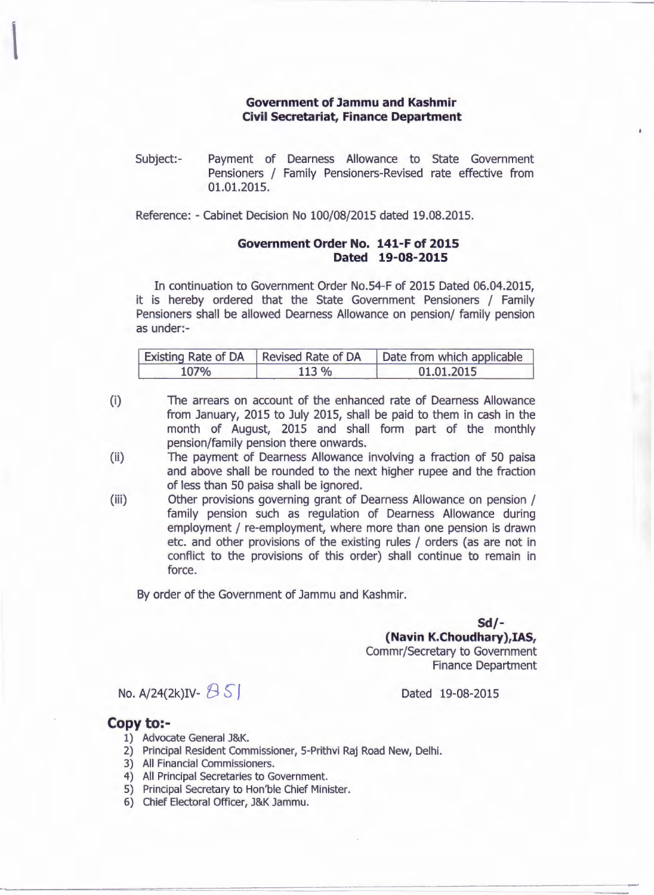**Government of Jammu and Kashmir**
**Civil Secretariat, Finance Department**

Subject:- Payment of Dearness Allowance to State Government Pensioners / Family Pensioners-Revised rate effective from 01.01.2015.

Reference: - Cabinet Decision No 100/08/2015 dated 19.08.2015.

**Government Order No. 141-F of 2015**
**Dated 19-08-2015**

In continuation to Government Order No.54-F of 2015 Dated 06.04.2015, it is hereby ordered that the State Government Pensioners / Family Pensioners shall be allowed Dearness Allowance on pension/ family pension as under:-

| Existing Rate of DA | Revised Rate of DA | Date from which applicable |
|---|---|---|
| 107% | 113 % | 01.01.2015 |

(i) The arrears on account of the enhanced rate of Dearness Allowance from January, 2015 to July 2015, shall be paid to them in cash in the month of August, 2015 and shall form part of the monthly pension/family pension there onwards.

(ii) The payment of Dearness Allowance involving a fraction of 50 paisa and above shall be rounded to the next higher rupee and the fraction of less than 50 paisa shall be ignored.

(iii) Other provisions governing grant of Dearness Allowance on pension / family pension such as regulation of Dearness Allowance during employment / re-employment, where more than one pension is drawn etc. and other provisions of the existing rules / orders (as are not in conflict to the provisions of this order) shall continue to remain in force.

By order of the Government of Jammu and Kashmir.

**Sd/-**
**(Navin K.Choudhary),IAS,**
Commr/Secretary to Government
Finance Department

No. A/24(2k)IV- 851 Dated 19-08-2015

**Copy to:-**

1) Advocate General J&K.
2) Principal Resident Commissioner, 5-Prithvi Raj Road New, Delhi.
3) All Financial Commissioners.
4) All Principal Secretaries to Government.
5) Principal Secretary to Hon'ble Chief Minister.
6) Chief Electoral Officer, J&K Jammu.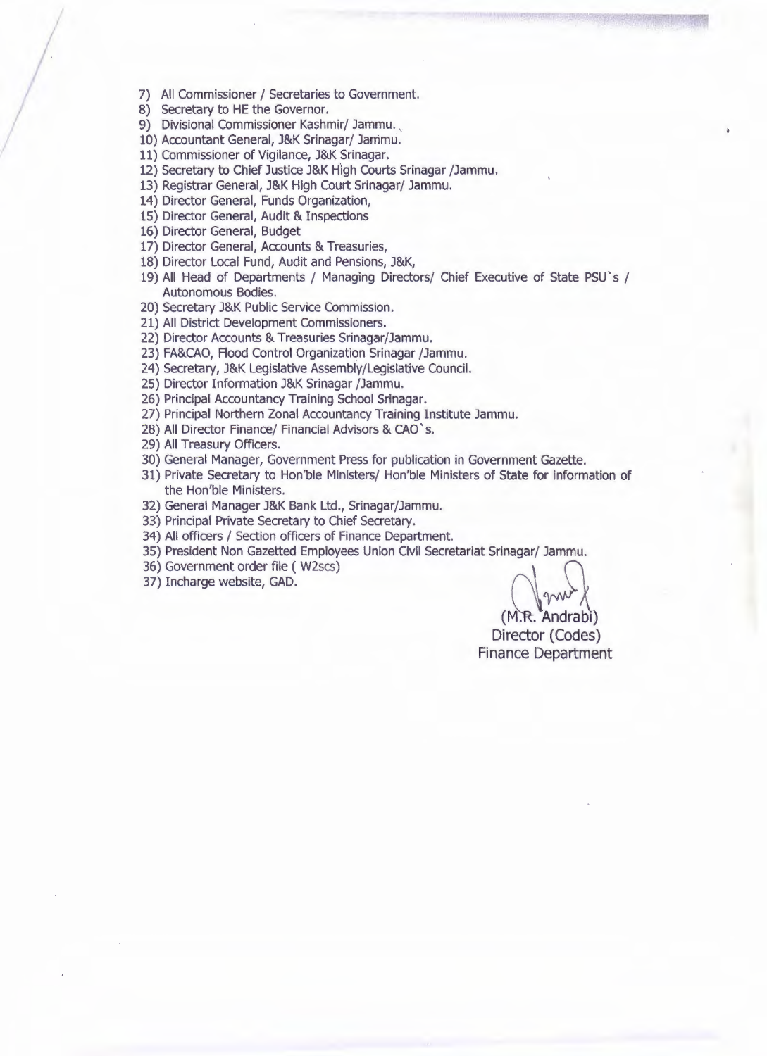7) All Commissioner / Secretaries to Government.
8) Secretary to HE the Governor.
9) Divisional Commissioner Kashmir/ Jammu.
10) Accountant General, J&K Srinagar/ Jammu.
11) Commissioner of Vigilance, J&K Srinagar.
12) Secretary to Chief Justice J&K High Courts Srinagar /Jammu.
13) Registrar General, J&K High Court Srinagar/ Jammu.
14) Director General, Funds Organization,
15) Director General, Audit & Inspections
16) Director General, Budget
17) Director General, Accounts & Treasuries,
18) Director Local Fund, Audit and Pensions, J&K,
19) All Head of Departments / Managing Directors/ Chief Executive of State PSU`s / Autonomous Bodies.
20) Secretary J&K Public Service Commission.
21) All District Development Commissioners.
22) Director Accounts & Treasuries Srinagar/Jammu.
23) FA&CAO, Flood Control Organization Srinagar /Jammu.
24) Secretary, J&K Legislative Assembly/Legislative Council.
25) Director Information J&K Srinagar /Jammu.
26) Principal Accountancy Training School Srinagar.
27) Principal Northern Zonal Accountancy Training Institute Jammu.
28) All Director Finance/ Financial Advisors & CAO`s.
29) All Treasury Officers.
30) General Manager, Government Press for publication in Government Gazette.
31) Private Secretary to Hon'ble Ministers/ Hon'ble Ministers of State for information of the Hon'ble Ministers.
32) General Manager J&K Bank Ltd., Srinagar/Jammu.
33) Principal Private Secretary to Chief Secretary.
34) All officers / Section officers of Finance Department.
35) President Non Gazetted Employees Union Civil Secretariat Srinagar/ Jammu.
36) Government order file ( W2scs)
37) Incharge website, GAD.

(M.R. Andrabi)
Director (Codes)
Finance Department